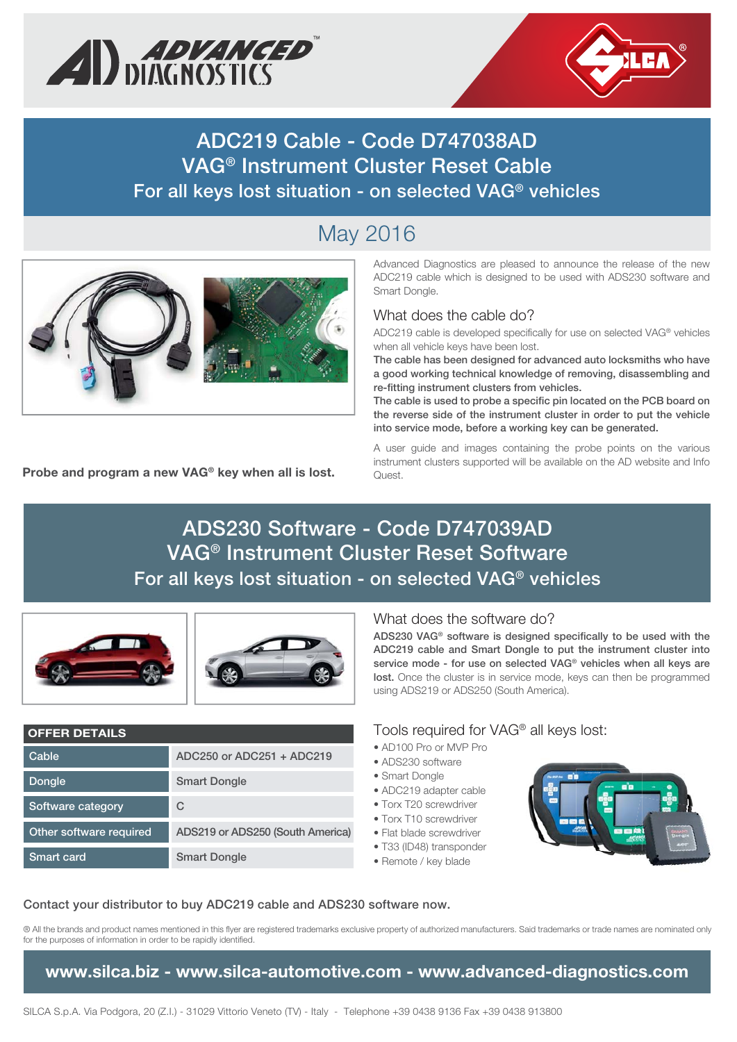# ADC219 Cable - Code D747038AD
## VAG® Instrument Cluster Reset Cable
### For all keys lost situation - on selected VAG® vehicles

May 2016

Advanced Diagnostics are pleased to announce the release of the new ADC219 cable which is designed to be used with ADS230 software and Smart Dongle.

### What does the cable do?

ADC219 cable is developed specifically for use on selected VAG® vehicles when all vehicle keys have been lost.

**The cable has been designed for advanced auto locksmiths who have a good working technical knowledge of removing, disassembling and re-fitting instrument clusters from vehicles.**

**The cable is used to probe a specific pin located on the PCB board on the reverse side of the instrument cluster in order to put the vehicle into service mode, before a working key can be generated.**

A user guide and images containing the probe points on the various instrument clusters supported will be available on the AD website and Info Quest.

**Probe and program a new VAG® key when all is lost.**

# ADS230 Software - Code D747039AD
## VAG® Instrument Cluster Reset Software
### For all keys lost situation - on selected VAG® vehicles

### What does the software do?

**ADS230 VAG® software is designed specifically to be used with the ADC219 cable and Smart Dongle to put the instrument cluster into service mode - for use on selected VAG® vehicles when all keys are lost.** Once the cluster is in service mode, keys can then be programmed using ADS219 or ADS250 (South America).

| OFFER DETAILS | |
|---|---|
| Cable | ADC250 or ADC251 + ADC219 |
| Dongle | Smart Dongle |
| Software category | C |
| Other software required | ADS219 or ADS250 (South America) |
| Smart card | Smart Dongle |

### Tools required for VAG® all keys lost:

- AD100 Pro or MVP Pro
- ADS230 software
- Smart Dongle
- ADC219 adapter cable
- Torx T20 screwdriver
- Torx T10 screwdriver
- Flat blade screwdriver
- T33 (ID48) transponder
- Remote / key blade

**Contact your distributor to buy ADC219 cable and ADS230 software now.**

® All the brands and product names mentioned in this flyer are registered trademarks exclusive property of authorized manufacturers. Said trademarks or trade names are nominated only for the purposes of information in order to be rapidly identified.

**www.silca.biz - www.silca-automotive.com - www.advanced-diagnostics.com**

SILCA S.p.A. Via Podgora, 20 (Z.I.) - 31029 Vittorio Veneto (TV) - Italy - Telephone +39 0438 9136 Fax +39 0438 913800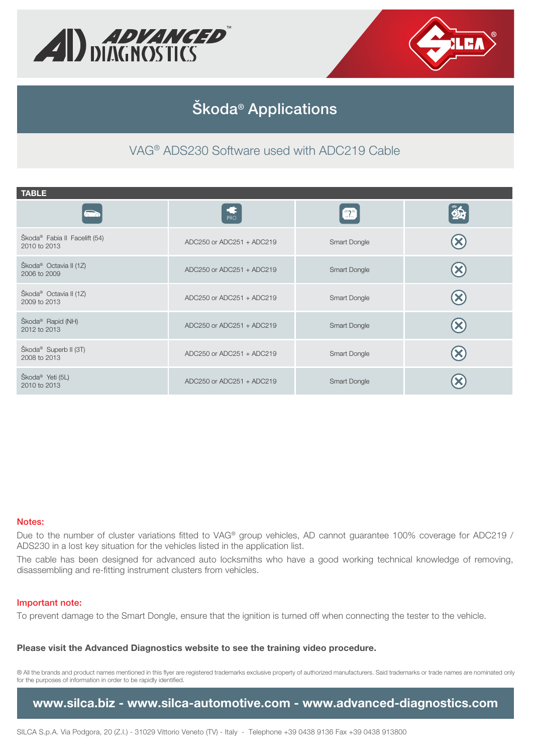# Škoda® Applications

## VAG® ADS230 Software used with ADC219 Cable

**TABLE**

| | | | |
|---|---|---|---|
| Škoda® Fabia II Facelift (54) 2010 to 2013 | ADC250 or ADC251 + ADC219 | Smart Dongle | ⊗ |
| Škoda® Octavia II (1Z) 2006 to 2009 | ADC250 or ADC251 + ADC219 | Smart Dongle | ⊗ |
| Škoda® Octavia II (1Z) 2009 to 2013 | ADC250 or ADC251 + ADC219 | Smart Dongle | ⊗ |
| Škoda® Rapid (NH) 2012 to 2013 | ADC250 or ADC251 + ADC219 | Smart Dongle | ⊗ |
| Škoda® Superb II (3T) 2008 to 2013 | ADC250 or ADC251 + ADC219 | Smart Dongle | ⊗ |
| Škoda® Yeti (5L) 2010 to 2013 | ADC250 or ADC251 + ADC219 | Smart Dongle | ⊗ |

**Notes:**

Due to the number of cluster variations fitted to VAG® group vehicles, AD cannot guarantee 100% coverage for ADC219 / ADS230 in a lost key situation for the vehicles listed in the application list.

The cable has been designed for advanced auto locksmiths who have a good working technical knowledge of removing, disassembling and re-fitting instrument clusters from vehicles.

**Important note:**

To prevent damage to the Smart Dongle, ensure that the ignition is turned off when connecting the tester to the vehicle.

**Please visit the Advanced Diagnostics website to see the training video procedure.**

® All the brands and product names mentioned in this flyer are registered trademarks exclusive property of authorized manufacturers. Said trademarks or trade names are nominated only for the purposes of information in order to be rapidly identified.

**www.silca.biz - www.silca-automotive.com - www.advanced-diagnostics.com**

SILCA S.p.A. Via Podgora, 20 (Z.I.) - 31029 Vittorio Veneto (TV) - Italy - Telephone +39 0438 9136 Fax +39 0438 913800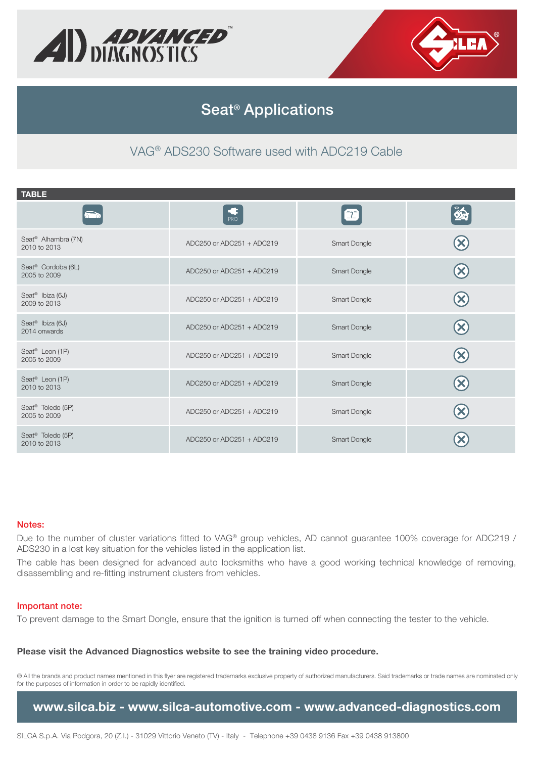# Seat® Applications

## VAG® ADS230 Software used with ADC219 Cable

**TABLE**

| | | | |
|---|---|---|---|
| Seat® Alhambra (7N) 2010 to 2013 | ADC250 or ADC251 + ADC219 | Smart Dongle | ⊗ |
| Seat® Cordoba (6L) 2005 to 2009 | ADC250 or ADC251 + ADC219 | Smart Dongle | ⊗ |
| Seat® Ibiza (6J) 2009 to 2013 | ADC250 or ADC251 + ADC219 | Smart Dongle | ⊗ |
| Seat® Ibiza (6J) 2014 onwards | ADC250 or ADC251 + ADC219 | Smart Dongle | ⊗ |
| Seat® Leon (1P) 2005 to 2009 | ADC250 or ADC251 + ADC219 | Smart Dongle | ⊗ |
| Seat® Leon (1P) 2010 to 2013 | ADC250 or ADC251 + ADC219 | Smart Dongle | ⊗ |
| Seat® Toledo (5P) 2005 to 2009 | ADC250 or ADC251 + ADC219 | Smart Dongle | ⊗ |
| Seat® Toledo (5P) 2010 to 2013 | ADC250 or ADC251 + ADC219 | Smart Dongle | ⊗ |

**Notes:**

Due to the number of cluster variations fitted to VAG® group vehicles, AD cannot guarantee 100% coverage for ADC219 / ADS230 in a lost key situation for the vehicles listed in the application list.

The cable has been designed for advanced auto locksmiths who have a good working technical knowledge of removing, disassembling and re-fitting instrument clusters from vehicles.

**Important note:**

To prevent damage to the Smart Dongle, ensure that the ignition is turned off when connecting the tester to the vehicle.

**Please visit the Advanced Diagnostics website to see the training video procedure.**

® All the brands and product names mentioned in this flyer are registered trademarks exclusive property of authorized manufacturers. Said trademarks or trade names are nominated only for the purposes of information in order to be rapidly identified.

**www.silca.biz - www.silca-automotive.com - www.advanced-diagnostics.com**

SILCA S.p.A. Via Podgora, 20 (Z.I.) - 31029 Vittorio Veneto (TV) - Italy - Telephone +39 0438 9136 Fax +39 0438 913800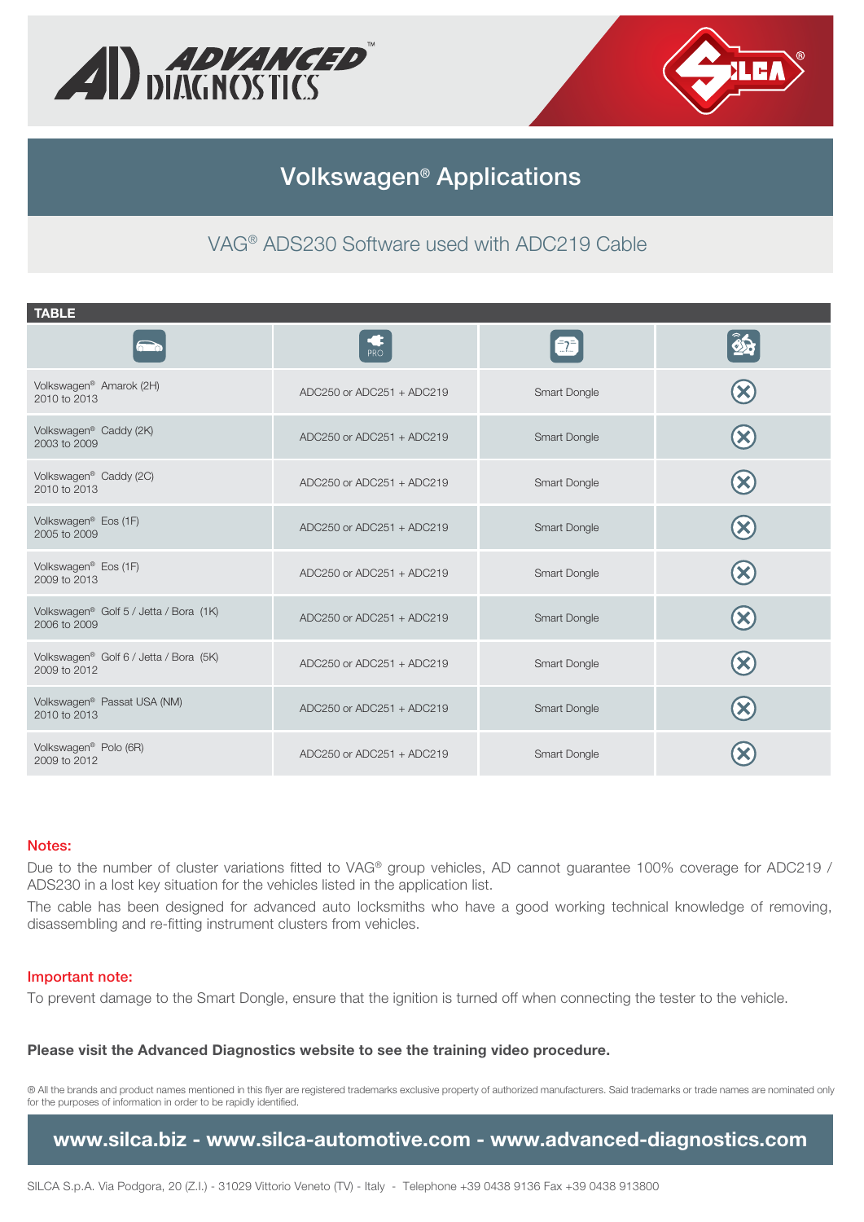# Volkswagen® Applications

## VAG® ADS230 Software used with ADC219 Cable

**TABLE**

| | | | |
|---|---|---|---|
| Volkswagen® Amarok (2H)<br>2010 to 2013 | ADC250 or ADC251 + ADC219 | Smart Dongle | ⊗ |
| Volkswagen® Caddy (2K)<br>2003 to 2009 | ADC250 or ADC251 + ADC219 | Smart Dongle | ⊗ |
| Volkswagen® Caddy (2C)<br>2010 to 2013 | ADC250 or ADC251 + ADC219 | Smart Dongle | ⊗ |
| Volkswagen® Eos (1F)<br>2005 to 2009 | ADC250 or ADC251 + ADC219 | Smart Dongle | ⊗ |
| Volkswagen® Eos (1F)<br>2009 to 2013 | ADC250 or ADC251 + ADC219 | Smart Dongle | ⊗ |
| Volkswagen® Golf 5 / Jetta / Bora (1K)<br>2006 to 2009 | ADC250 or ADC251 + ADC219 | Smart Dongle | ⊗ |
| Volkswagen® Golf 6 / Jetta / Bora (5K)<br>2009 to 2012 | ADC250 or ADC251 + ADC219 | Smart Dongle | ⊗ |
| Volkswagen® Passat USA (NM)<br>2010 to 2013 | ADC250 or ADC251 + ADC219 | Smart Dongle | ⊗ |
| Volkswagen® Polo (6R)<br>2009 to 2012 | ADC250 or ADC251 + ADC219 | Smart Dongle | ⊗ |

**Notes:**

Due to the number of cluster variations fitted to VAG® group vehicles, AD cannot guarantee 100% coverage for ADC219 / ADS230 in a lost key situation for the vehicles listed in the application list.

The cable has been designed for advanced auto locksmiths who have a good working technical knowledge of removing, disassembling and re-fitting instrument clusters from vehicles.

**Important note:**

To prevent damage to the Smart Dongle, ensure that the ignition is turned off when connecting the tester to the vehicle.

**Please visit the Advanced Diagnostics website to see the training video procedure.**

® All the brands and product names mentioned in this flyer are registered trademarks exclusive property of authorized manufacturers. Said trademarks or trade names are nominated only for the purposes of information in order to be rapidly identified.

**www.silca.biz - www.silca-automotive.com - www.advanced-diagnostics.com**

SILCA S.p.A. Via Podgora, 20 (Z.I.) - 31029 Vittorio Veneto (TV) - Italy - Telephone +39 0438 9136 Fax +39 0438 913800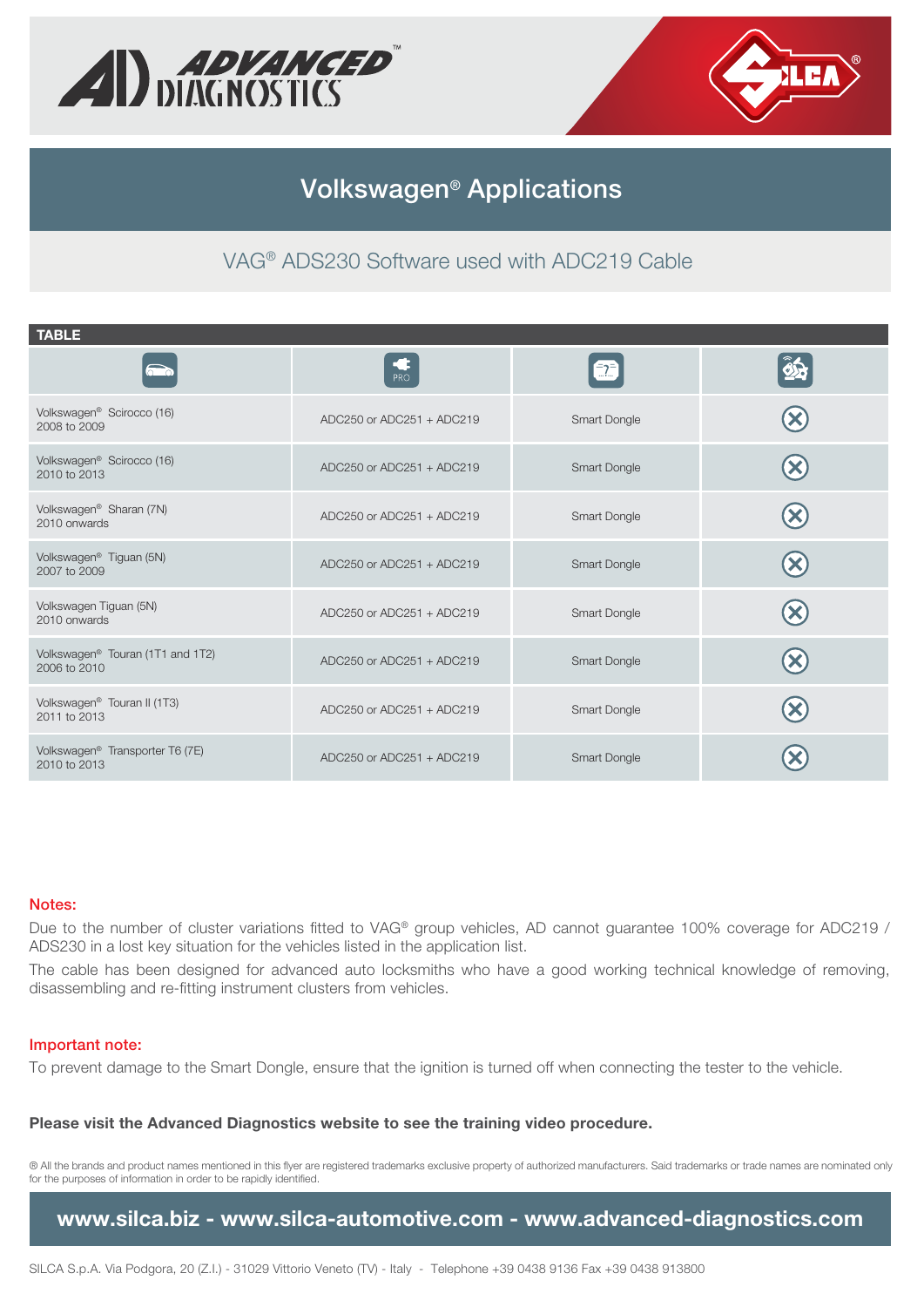# Volkswagen® Applications

## VAG® ADS230 Software used with ADC219 Cable

**TABLE**

| | | | |
|---|---|---|---|
| Volkswagen® Scirocco (16) 2008 to 2009 | ADC250 or ADC251 + ADC219 | Smart Dongle | ⊗ |
| Volkswagen® Scirocco (16) 2010 to 2013 | ADC250 or ADC251 + ADC219 | Smart Dongle | ⊗ |
| Volkswagen® Sharan (7N) 2010 onwards | ADC250 or ADC251 + ADC219 | Smart Dongle | ⊗ |
| Volkswagen® Tiguan (5N) 2007 to 2009 | ADC250 or ADC251 + ADC219 | Smart Dongle | ⊗ |
| Volkswagen Tiguan (5N) 2010 onwards | ADC250 or ADC251 + ADC219 | Smart Dongle | ⊗ |
| Volkswagen® Touran (1T1 and 1T2) 2006 to 2010 | ADC250 or ADC251 + ADC219 | Smart Dongle | ⊗ |
| Volkswagen® Touran II (1T3) 2011 to 2013 | ADC250 or ADC251 + ADC219 | Smart Dongle | ⊗ |
| Volkswagen® Transporter T6 (7E) 2010 to 2013 | ADC250 or ADC251 + ADC219 | Smart Dongle | ⊗ |

**Notes:**

Due to the number of cluster variations fitted to VAG® group vehicles, AD cannot guarantee 100% coverage for ADC219 / ADS230 in a lost key situation for the vehicles listed in the application list.

The cable has been designed for advanced auto locksmiths who have a good working technical knowledge of removing, disassembling and re-fitting instrument clusters from vehicles.

**Important note:**

To prevent damage to the Smart Dongle, ensure that the ignition is turned off when connecting the tester to the vehicle.

**Please visit the Advanced Diagnostics website to see the training video procedure.**

® All the brands and product names mentioned in this flyer are registered trademarks exclusive property of authorized manufacturers. Said trademarks or trade names are nominated only for the purposes of information in order to be rapidly identified.

**www.silca.biz - www.silca-automotive.com - www.advanced-diagnostics.com**

SILCA S.p.A. Via Podgora, 20 (Z.I.) - 31029 Vittorio Veneto (TV) - Italy - Telephone +39 0438 9136 Fax +39 0438 913800